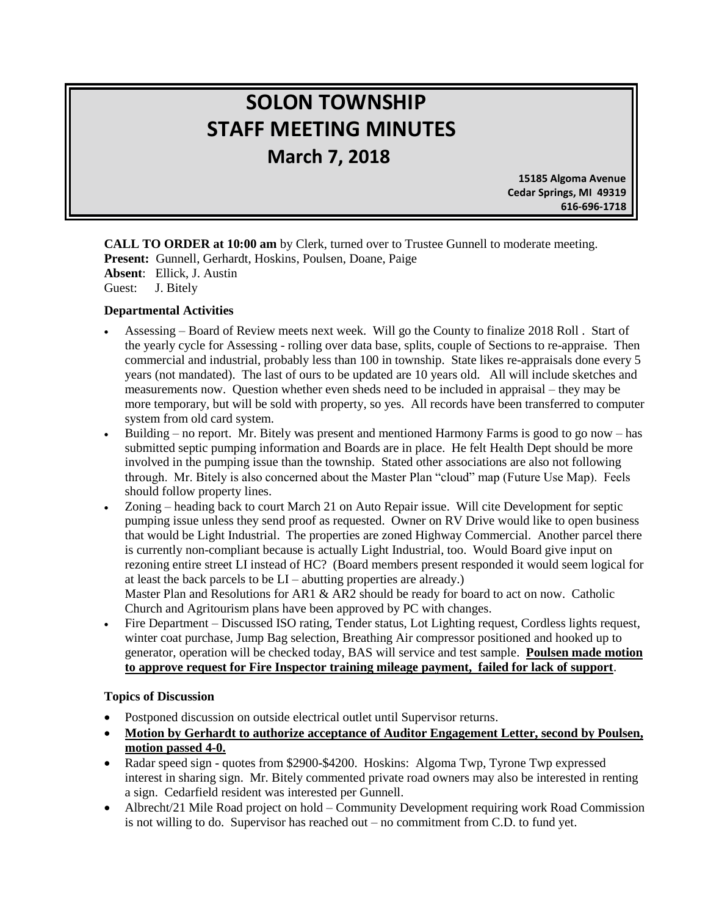# SOLON TOWNSHIP
# STAFF MEETING MINUTES
## March 7, 2018

**15185 Algoma Avenue**
**Cedar Springs, MI 49319**
**616-696-1718**

**CALL TO ORDER at 10:00 am** by Clerk, turned over to Trustee Gunnell to moderate meeting.
**Present:** Gunnell, Gerhardt, Hoskins, Poulsen, Doane, Paige
**Absent**: Ellick, J. Austin
Guest: J. Bitely

### Departmental Activities

- Assessing – Board of Review meets next week. Will go the County to finalize 2018 Roll . Start of the yearly cycle for Assessing - rolling over data base, splits, couple of Sections to re-appraise. Then commercial and industrial, probably less than 100 in township. State likes re-appraisals done every 5 years (not mandated). The last of ours to be updated are 10 years old. All will include sketches and measurements now. Question whether even sheds need to be included in appraisal – they may be more temporary, but will be sold with property, so yes. All records have been transferred to computer system from old card system.
- Building – no report. Mr. Bitely was present and mentioned Harmony Farms is good to go now – has submitted septic pumping information and Boards are in place. He felt Health Dept should be more involved in the pumping issue than the township. Stated other associations are also not following through. Mr. Bitely is also concerned about the Master Plan "cloud" map (Future Use Map). Feels should follow property lines.
- Zoning – heading back to court March 21 on Auto Repair issue. Will cite Development for septic pumping issue unless they send proof as requested. Owner on RV Drive would like to open business that would be Light Industrial. The properties are zoned Highway Commercial. Another parcel there is currently non-compliant because is actually Light Industrial, too. Would Board give input on rezoning entire street LI instead of HC? (Board members present responded it would seem logical for at least the back parcels to be LI – abutting properties are already.)
  Master Plan and Resolutions for AR1 & AR2 should be ready for board to act on now. Catholic Church and Agritourism plans have been approved by PC with changes.
- Fire Department – Discussed ISO rating, Tender status, Lot Lighting request, Cordless lights request, winter coat purchase, Jump Bag selection, Breathing Air compressor positioned and hooked up to generator, operation will be checked today, BAS will service and test sample. **Poulsen made motion to approve request for Fire Inspector training mileage payment, failed for lack of support**.

### Topics of Discussion

- Postponed discussion on outside electrical outlet until Supervisor returns.
- **Motion by Gerhardt to authorize acceptance of Auditor Engagement Letter, second by Poulsen, motion passed 4-0.**
- Radar speed sign - quotes from $2900-$4200. Hoskins: Algoma Twp, Tyrone Twp expressed interest in sharing sign. Mr. Bitely commented private road owners may also be interested in renting a sign. Cedarfield resident was interested per Gunnell.
- Albrecht/21 Mile Road project on hold – Community Development requiring work Road Commission is not willing to do. Supervisor has reached out – no commitment from C.D. to fund yet.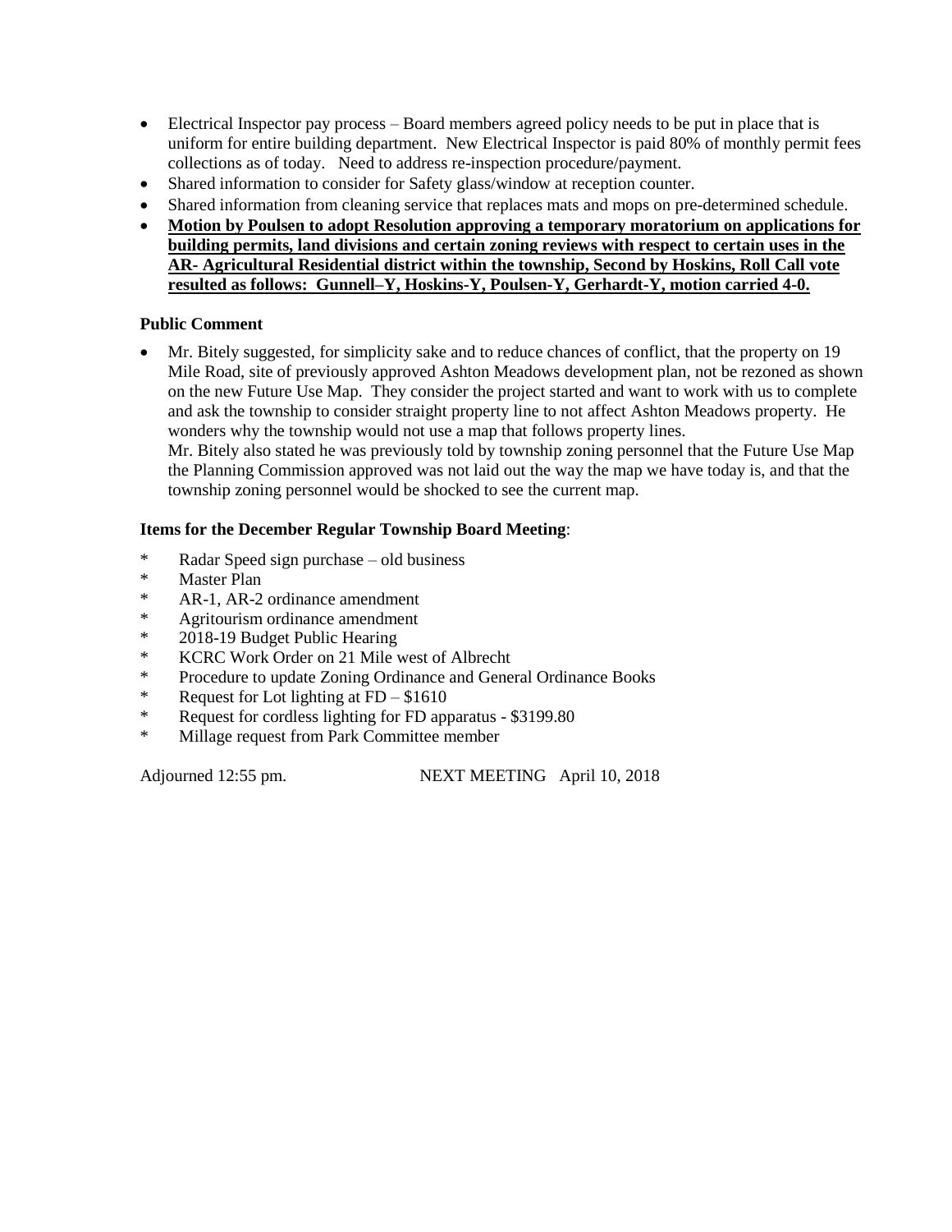- Electrical Inspector pay process – Board members agreed policy needs to be put in place that is uniform for entire building department. New Electrical Inspector is paid 80% of monthly permit fees collections as of today. Need to address re-inspection procedure/payment.
- Shared information to consider for Safety glass/window at reception counter.
- Shared information from cleaning service that replaces mats and mops on pre-determined schedule.
- **Motion by Poulsen to adopt Resolution approving a temporary moratorium on applications for building permits, land divisions and certain zoning reviews with respect to certain uses in the AR- Agricultural Residential district within the township, Second by Hoskins, Roll Call vote resulted as follows: Gunnell–Y, Hoskins-Y, Poulsen-Y, Gerhardt-Y, motion carried 4-0.**

**Public Comment**

- Mr. Bitely suggested, for simplicity sake and to reduce chances of conflict, that the property on 19 Mile Road, site of previously approved Ashton Meadows development plan, not be rezoned as shown on the new Future Use Map. They consider the project started and want to work with us to complete and ask the township to consider straight property line to not affect Ashton Meadows property. He wonders why the township would not use a map that follows property lines.
  Mr. Bitely also stated he was previously told by township zoning personnel that the Future Use Map the Planning Commission approved was not laid out the way the map we have today is, and that the township zoning personnel would be shocked to see the current map.

**Items for the December Regular Township Board Meeting**:

\* Radar Speed sign purchase – old business
\* Master Plan
\* AR-1, AR-2 ordinance amendment
\* Agritourism ordinance amendment
\* 2018-19 Budget Public Hearing
\* KCRC Work Order on 21 Mile west of Albrecht
\* Procedure to update Zoning Ordinance and General Ordinance Books
\* Request for Lot lighting at FD – $1610
\* Request for cordless lighting for FD apparatus - $3199.80
\* Millage request from Park Committee member

Adjourned 12:55 pm. NEXT MEETING April 10, 2018